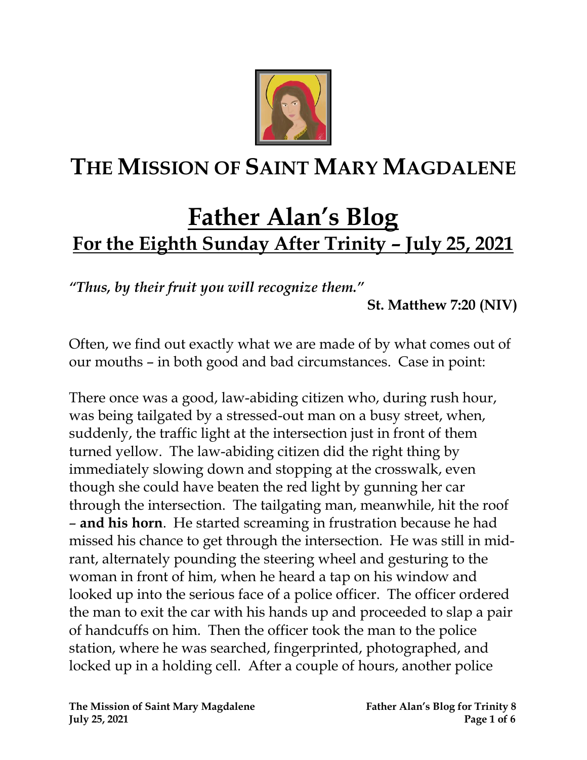# THE MISSION OF SAINT MARY MAGDALENE

# Father Alan's Blog

## For the Eighth Sunday After Trinity – July 25, 2021

*"Thus, by their fruit you will recognize them."*

**St. Matthew 7:20 (NIV)**

Often, we find out exactly what we are made of by what comes out of our mouths – in both good and bad circumstances. Case in point:

There once was a good, law-abiding citizen who, during rush hour, was being tailgated by a stressed-out man on a busy street, when, suddenly, the traffic light at the intersection just in front of them turned yellow. The law-abiding citizen did the right thing by immediately slowing down and stopping at the crosswalk, even though she could have beaten the red light by gunning her car through the intersection. The tailgating man, meanwhile, hit the roof – **and his horn**. He started screaming in frustration because he had missed his chance to get through the intersection. He was still in mid-rant, alternately pounding the steering wheel and gesturing to the woman in front of him, when he heard a tap on his window and looked up into the serious face of a police officer. The officer ordered the man to exit the car with his hands up and proceeded to slap a pair of handcuffs on him. Then the officer took the man to the police station, where he was searched, fingerprinted, photographed, and locked up in a holding cell. After a couple of hours, another police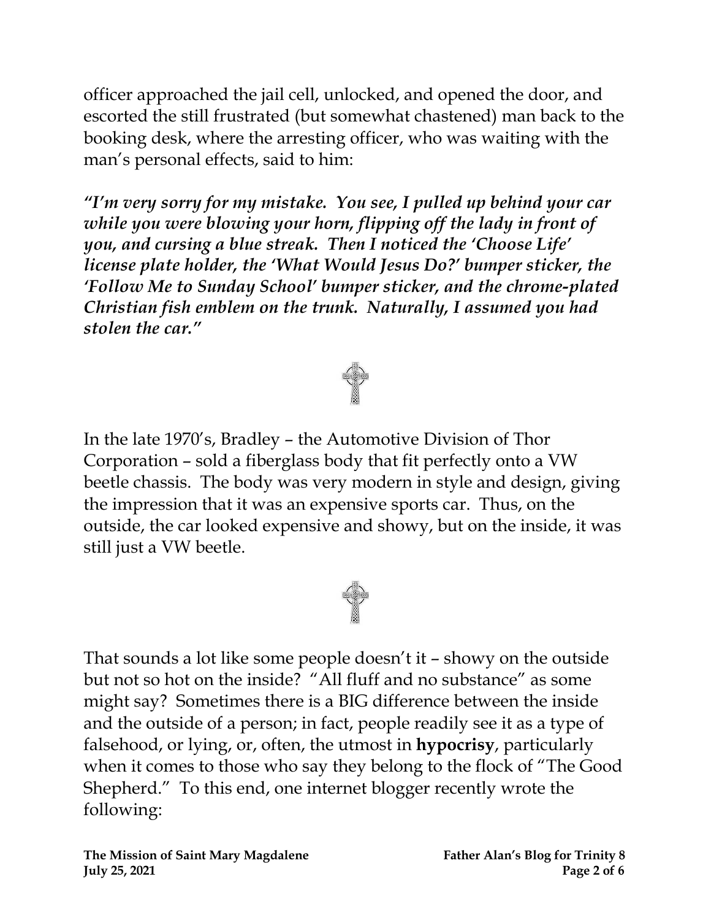officer approached the jail cell, unlocked, and opened the door, and escorted the still frustrated (but somewhat chastened) man back to the booking desk, where the arresting officer, who was waiting with the man's personal effects, said to him:

***"I'm very sorry for my mistake. You see, I pulled up behind your car while you were blowing your horn, flipping off the lady in front of you, and cursing a blue streak. Then I noticed the 'Choose Life' license plate holder, the 'What Would Jesus Do?' bumper sticker, the 'Follow Me to Sunday School' bumper sticker, and the chrome-plated Christian fish emblem on the trunk. Naturally, I assumed you had stolen the car."***

In the late 1970's, Bradley – the Automotive Division of Thor Corporation – sold a fiberglass body that fit perfectly onto a VW beetle chassis. The body was very modern in style and design, giving the impression that it was an expensive sports car. Thus, on the outside, the car looked expensive and showy, but on the inside, it was still just a VW beetle.

That sounds a lot like some people doesn't it – showy on the outside but not so hot on the inside? "All fluff and no substance" as some might say? Sometimes there is a BIG difference between the inside and the outside of a person; in fact, people readily see it as a type of falsehood, or lying, or, often, the utmost in **hypocrisy**, particularly when it comes to those who say they belong to the flock of "The Good Shepherd." To this end, one internet blogger recently wrote the following: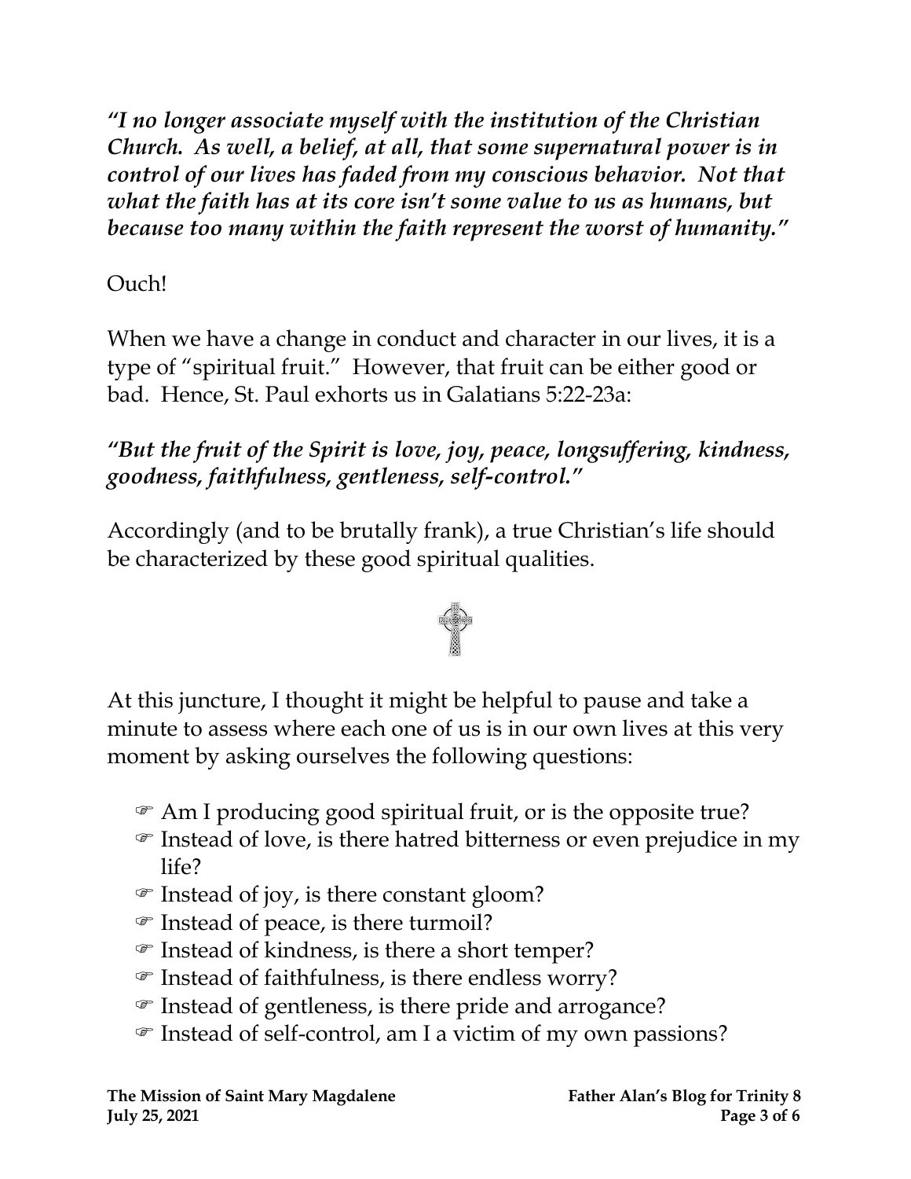*"I no longer associate myself with the institution of the Christian Church. As well, a belief, at all, that some supernatural power is in control of our lives has faded from my conscious behavior. Not that what the faith has at its core isn't some value to us as humans, but because too many within the faith represent the worst of humanity."*

Ouch!

When we have a change in conduct and character in our lives, it is a type of "spiritual fruit." However, that fruit can be either good or bad. Hence, St. Paul exhorts us in Galatians 5:22-23a:

***"But the fruit of the Spirit is love, joy, peace, longsuffering, kindness, goodness, faithfulness, gentleness, self-control."***

Accordingly (and to be brutally frank), a true Christian's life should be characterized by these good spiritual qualities.

At this juncture, I thought it might be helpful to pause and take a minute to assess where each one of us is in our own lives at this very moment by asking ourselves the following questions:

- ☞ Am I producing good spiritual fruit, or is the opposite true?
- ☞ Instead of love, is there hatred bitterness or even prejudice in my life?
- ☞ Instead of joy, is there constant gloom?
- ☞ Instead of peace, is there turmoil?
- ☞ Instead of kindness, is there a short temper?
- ☞ Instead of faithfulness, is there endless worry?
- ☞ Instead of gentleness, is there pride and arrogance?
- ☞ Instead of self-control, am I a victim of my own passions?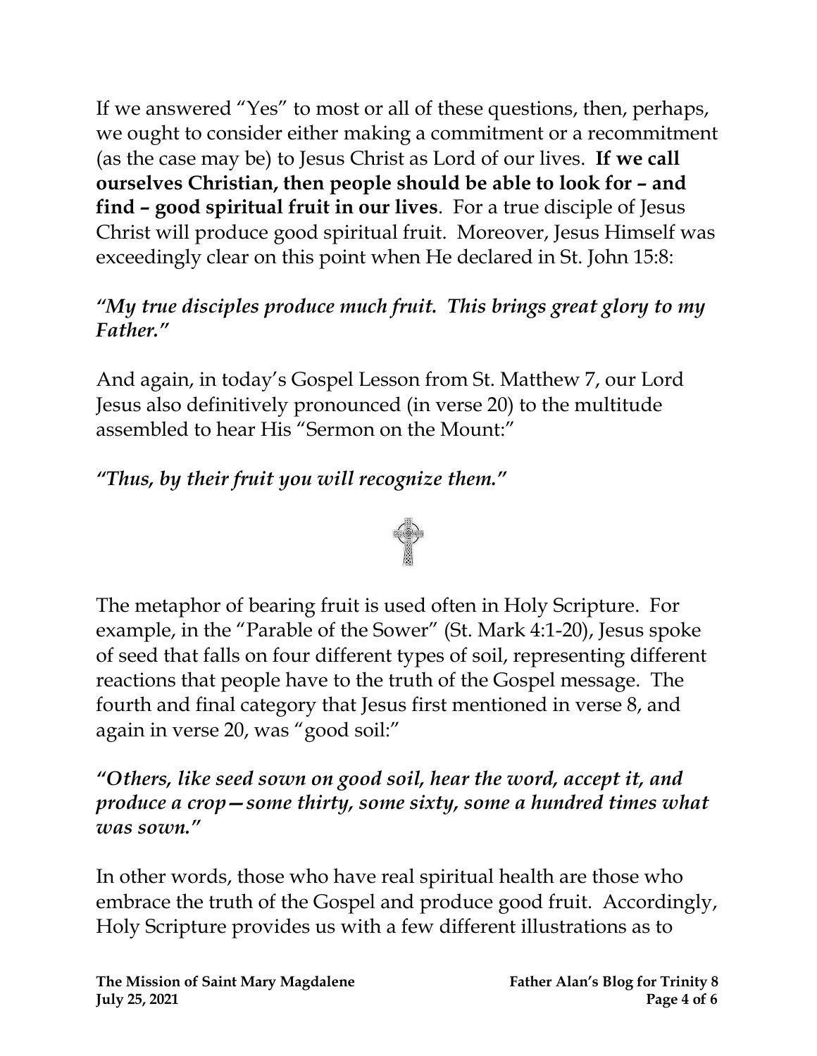If we answered "Yes" to most or all of these questions, then, perhaps, we ought to consider either making a commitment or a recommitment (as the case may be) to Jesus Christ as Lord of our lives. **If we call ourselves Christian, then people should be able to look for – and find – good spiritual fruit in our lives**. For a true disciple of Jesus Christ will produce good spiritual fruit. Moreover, Jesus Himself was exceedingly clear on this point when He declared in St. John 15:8:

***"My true disciples produce much fruit. This brings great glory to my Father."***

And again, in today's Gospel Lesson from St. Matthew 7, our Lord Jesus also definitively pronounced (in verse 20) to the multitude assembled to hear His "Sermon on the Mount:"

***"Thus, by their fruit you will recognize them."***

The metaphor of bearing fruit is used often in Holy Scripture. For example, in the "Parable of the Sower" (St. Mark 4:1-20), Jesus spoke of seed that falls on four different types of soil, representing different reactions that people have to the truth of the Gospel message. The fourth and final category that Jesus first mentioned in verse 8, and again in verse 20, was "good soil:"

***"Others, like seed sown on good soil, hear the word, accept it, and produce a crop—some thirty, some sixty, some a hundred times what was sown."***

In other words, those who have real spiritual health are those who embrace the truth of the Gospel and produce good fruit. Accordingly, Holy Scripture provides us with a few different illustrations as to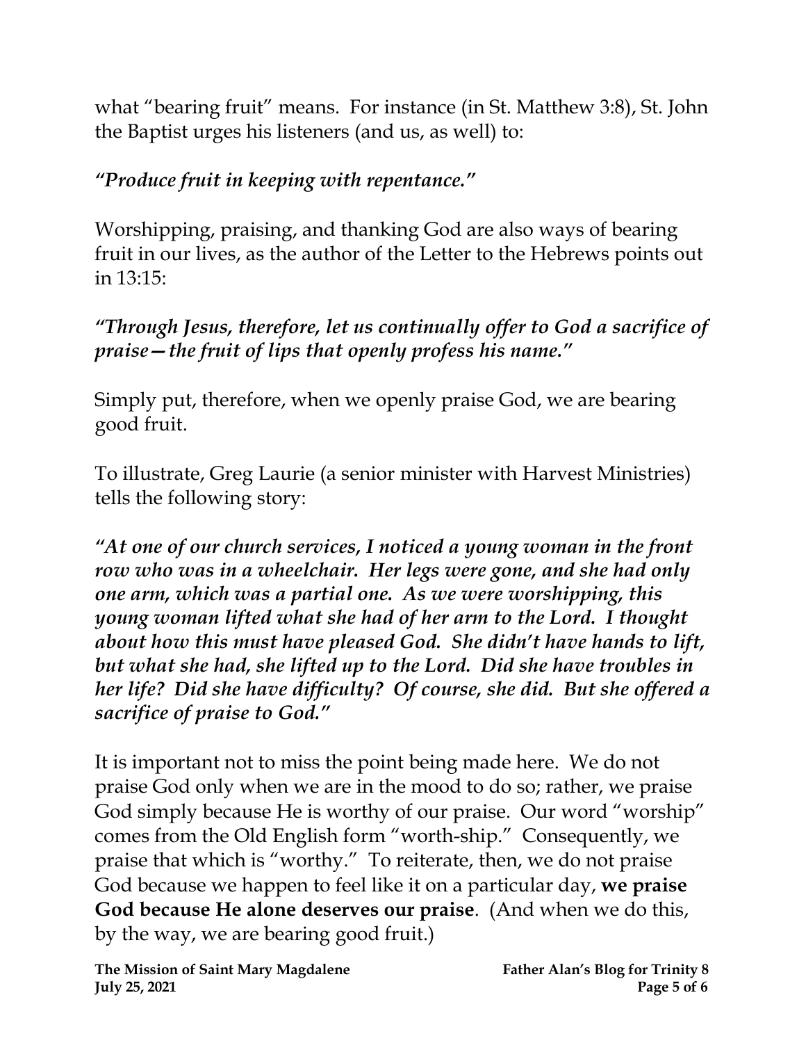what "bearing fruit" means. For instance (in St. Matthew 3:8), St. John the Baptist urges his listeners (and us, as well) to:

***"Produce fruit in keeping with repentance."***

Worshipping, praising, and thanking God are also ways of bearing fruit in our lives, as the author of the Letter to the Hebrews points out in 13:15:

***"Through Jesus, therefore, let us continually offer to God a sacrifice of praise—the fruit of lips that openly profess his name."***

Simply put, therefore, when we openly praise God, we are bearing good fruit.

To illustrate, Greg Laurie (a senior minister with Harvest Ministries) tells the following story:

***"At one of our church services, I noticed a young woman in the front row who was in a wheelchair. Her legs were gone, and she had only one arm, which was a partial one. As we were worshipping, this young woman lifted what she had of her arm to the Lord. I thought about how this must have pleased God. She didn't have hands to lift, but what she had, she lifted up to the Lord. Did she have troubles in her life? Did she have difficulty? Of course, she did. But she offered a sacrifice of praise to God."***

It is important not to miss the point being made here. We do not praise God only when we are in the mood to do so; rather, we praise God simply because He is worthy of our praise. Our word "worship" comes from the Old English form "worth-ship." Consequently, we praise that which is "worthy." To reiterate, then, we do not praise God because we happen to feel like it on a particular day, **we praise God because He alone deserves our praise**. (And when we do this, by the way, we are bearing good fruit.)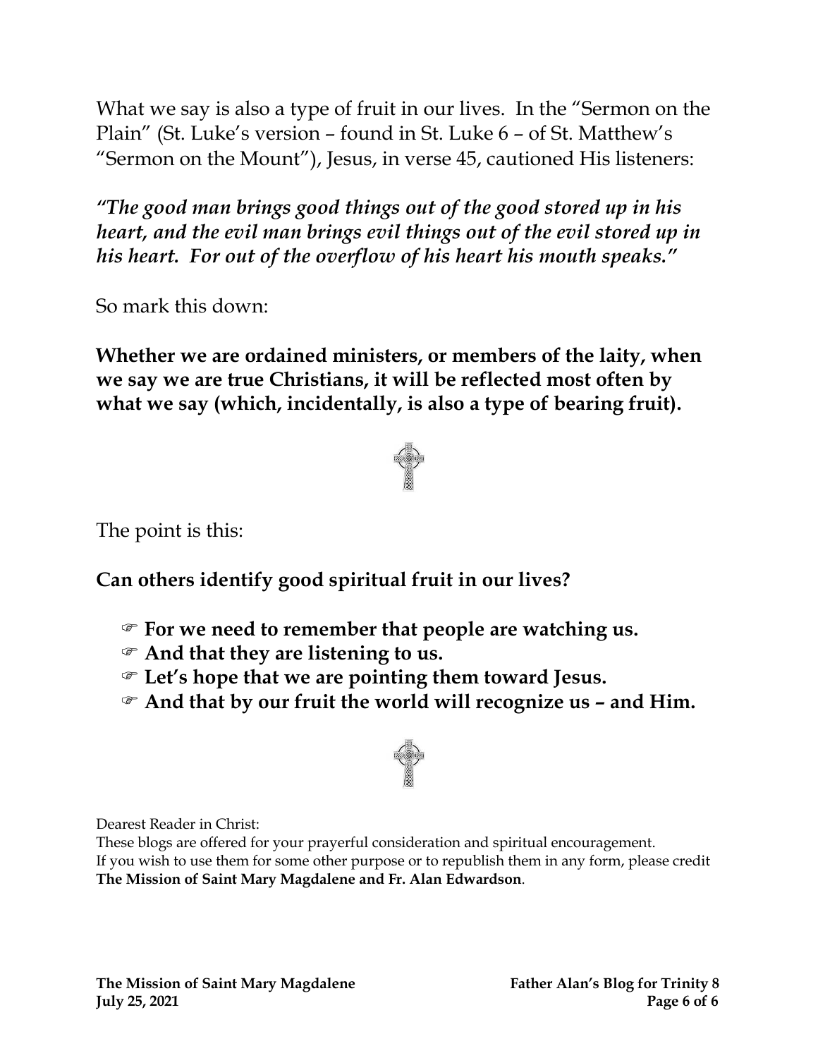What we say is also a type of fruit in our lives. In the "Sermon on the Plain" (St. Luke's version – found in St. Luke 6 – of St. Matthew's "Sermon on the Mount"), Jesus, in verse 45, cautioned His listeners:

***"The good man brings good things out of the good stored up in his heart, and the evil man brings evil things out of the evil stored up in his heart. For out of the overflow of his heart his mouth speaks."***

So mark this down:

**Whether we are ordained ministers, or members of the laity, when we say we are true Christians, it will be reflected most often by what we say (which, incidentally, is also a type of bearing fruit).**

The point is this:

**Can others identify good spiritual fruit in our lives?**

- ☞ **For we need to remember that people are watching us.**
- ☞ **And that they are listening to us.**
- ☞ **Let's hope that we are pointing them toward Jesus.**
- ☞ **And that by our fruit the world will recognize us – and Him.**

Dearest Reader in Christ:
These blogs are offered for your prayerful consideration and spiritual encouragement.
If you wish to use them for some other purpose or to republish them in any form, please credit **The Mission of Saint Mary Magdalene and Fr. Alan Edwardson**.